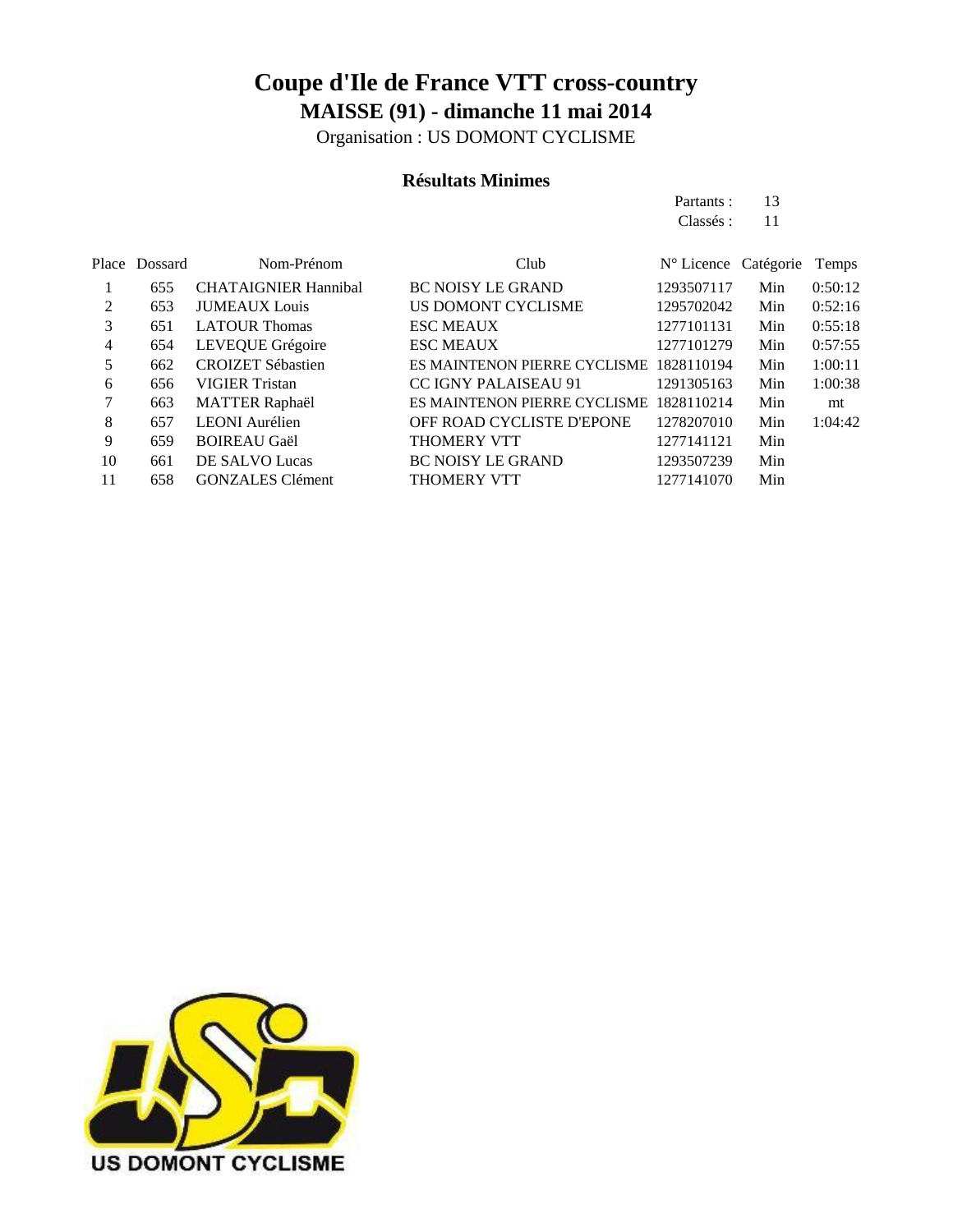# Coupe d'Ile de France VTT cross-country

## MAISSE (91) - dimanche 11 mai 2014

Organisation : US DOMONT CYCLISME

### Résultats Minimes

Partants : 13
Classés : 11

| Place | Dossard | Nom-Prénom | Club | N° Licence | Catégorie | Temps |
|---|---|---|---|---|---|---|
| 1 | 655 | CHATAIGNIER Hannibal | BC NOISY LE GRAND | 1293507117 | Min | 0:50:12 |
| 2 | 653 | JUMEAUX Louis | US DOMONT CYCLISME | 1295702042 | Min | 0:52:16 |
| 3 | 651 | LATOUR Thomas | ESC MEAUX | 1277101131 | Min | 0:55:18 |
| 4 | 654 | LEVEQUE Grégoire | ESC MEAUX | 1277101279 | Min | 0:57:55 |
| 5 | 662 | CROIZET Sébastien | ES MAINTENON PIERRE CYCLISME | 1828110194 | Min | 1:00:11 |
| 6 | 656 | VIGIER Tristan | CC IGNY PALAISEAU 91 | 1291305163 | Min | 1:00:38 |
| 7 | 663 | MATTER Raphaël | ES MAINTENON PIERRE CYCLISME | 1828110214 | Min | mt |
| 8 | 657 | LEONI Aurélien | OFF ROAD CYCLISTE D'EPONE | 1278207010 | Min | 1:04:42 |
| 9 | 659 | BOIREAU Gaël | THOMERY VTT | 1277141121 | Min | |
| 10 | 661 | DE SALVO Lucas | BC NOISY LE GRAND | 1293507239 | Min | |
| 11 | 658 | GONZALES Clément | THOMERY VTT | 1277141070 | Min | |

US DOMONT CYCLISME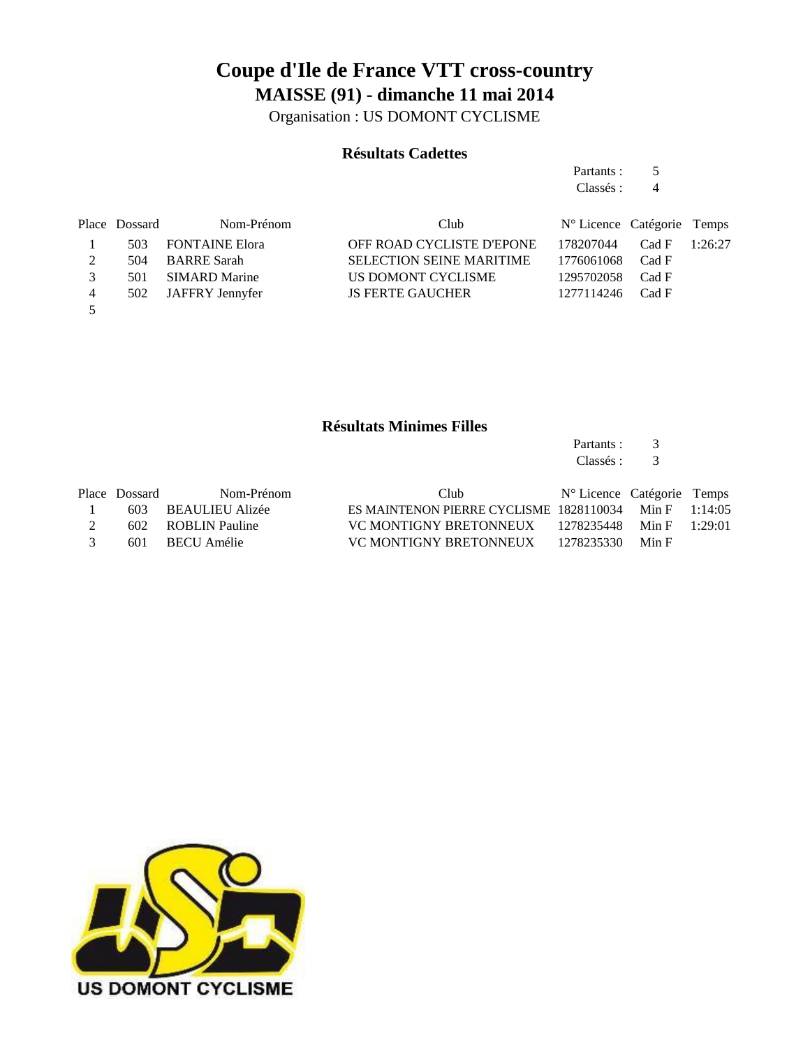# Coupe d'Ile de France VTT cross-country

## MAISSE (91) - dimanche 11 mai 2014

Organisation : US DOMONT CYCLISME

### Résultats Cadettes

Partants : 5
Classés : 4

| Place | Dossard | Nom-Prénom | Club | N° Licence | Catégorie | Temps |
|---|---|---|---|---|---|---|
| 1 | 503 | FONTAINE Elora | OFF ROAD CYCLISTE D'EPONE | 178207044 | Cad F | 1:26:27 |
| 2 | 504 | BARRE Sarah | SELECTION SEINE MARITIME | 1776061068 | Cad F | |
| 3 | 501 | SIMARD Marine | US DOMONT CYCLISME | 1295702058 | Cad F | |
| 4 | 502 | JAFFRY Jennyfer | JS FERTE GAUCHER | 1277114246 | Cad F | |
| 5 | | | | | | |

### Résultats Minimes Filles

Partants : 3
Classés : 3

| Place | Dossard | Nom-Prénom | Club | N° Licence | Catégorie | Temps |
|---|---|---|---|---|---|---|
| 1 | 603 | BEAULIEU Alizée | ES MAINTENON PIERRE CYCLISME | 1828110034 | Min F | 1:14:05 |
| 2 | 602 | ROBLIN Pauline | VC MONTIGNY BRETONNEUX | 1278235448 | Min F | 1:29:01 |
| 3 | 601 | BECU Amélie | VC MONTIGNY BRETONNEUX | 1278235330 | Min F | |

US DOMONT CYCLISME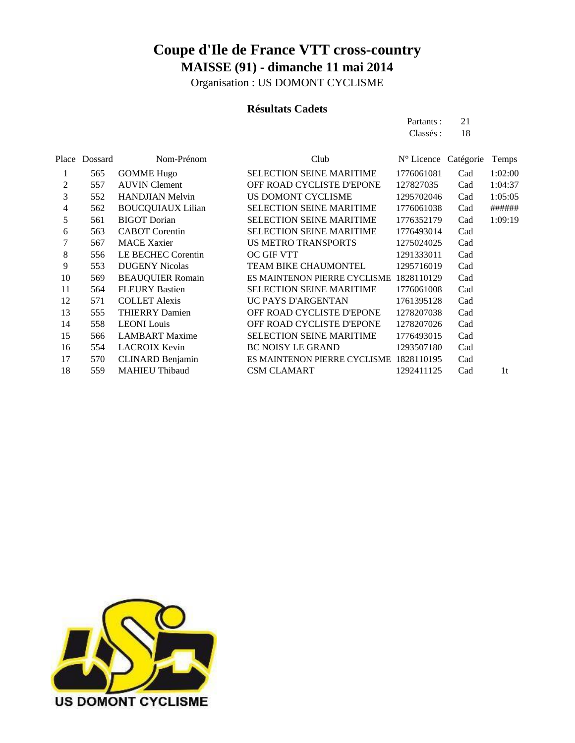# Coupe d'Ile de France VTT cross-country

## MAISSE (91) - dimanche 11 mai 2014

Organisation : US DOMONT CYCLISME

### Résultats Cadets

Partants : 21
Classés : 18

| Place | Dossard | Nom-Prénom | Club | N° Licence | Catégorie | Temps |
|---|---|---|---|---|---|---|
| 1 | 565 | GOMME Hugo | SELECTION SEINE MARITIME | 1776061081 | Cad | 1:02:00 |
| 2 | 557 | AUVIN Clement | OFF ROAD CYCLISTE D'EPONE | 127827035 | Cad | 1:04:37 |
| 3 | 552 | HANDJIAN Melvin | US DOMONT CYCLISME | 1295702046 | Cad | 1:05:05 |
| 4 | 562 | BOUCQUIAUX Lilian | SELECTION SEINE MARITIME | 1776061038 | Cad | ###### |
| 5 | 561 | BIGOT Dorian | SELECTION SEINE MARITIME | 1776352179 | Cad | 1:09:19 |
| 6 | 563 | CABOT Corentin | SELECTION SEINE MARITIME | 1776493014 | Cad | |
| 7 | 567 | MACE Xaxier | US METRO TRANSPORTS | 1275024025 | Cad | |
| 8 | 556 | LE BECHEC Corentin | OC GIF VTT | 1291333011 | Cad | |
| 9 | 553 | DUGENY Nicolas | TEAM BIKE CHAUMONTEL | 1295716019 | Cad | |
| 10 | 569 | BEAUQUIER Romain | ES MAINTENON PIERRE CYCLISME | 1828110129 | Cad | |
| 11 | 564 | FLEURY Bastien | SELECTION SEINE MARITIME | 1776061008 | Cad | |
| 12 | 571 | COLLET Alexis | UC PAYS D'ARGENTAN | 1761395128 | Cad | |
| 13 | 555 | THIERRY Damien | OFF ROAD CYCLISTE D'EPONE | 1278207038 | Cad | |
| 14 | 558 | LEONI Louis | OFF ROAD CYCLISTE D'EPONE | 1278207026 | Cad | |
| 15 | 566 | LAMBART Maxime | SELECTION SEINE MARITIME | 1776493015 | Cad | |
| 16 | 554 | LACROIX Kevin | BC NOISY LE GRAND | 1293507180 | Cad | |
| 17 | 570 | CLINARD Benjamin | ES MAINTENON PIERRE CYCLISME | 1828110195 | Cad | |
| 18 | 559 | MAHIEU Thibaud | CSM CLAMART | 1292411125 | Cad | 1t |

US DOMONT CYCLISME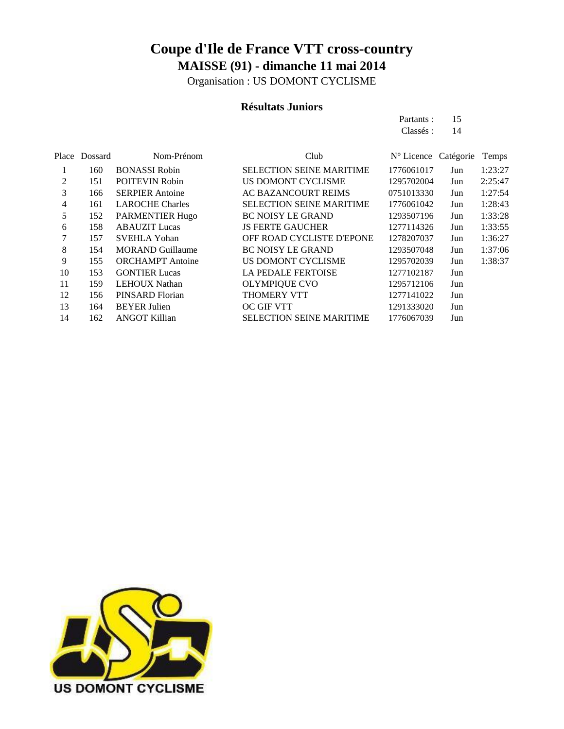# Coupe d'Ile de France VTT cross-country

## MAISSE (91) - dimanche 11 mai 2014

Organisation : US DOMONT CYCLISME

### Résultats Juniors

Partants : 15
Classés : 14

| Place | Dossard | Nom-Prénom | Club | N° Licence | Catégorie | Temps |
|---|---|---|---|---|---|---|
| 1 | 160 | BONASSI Robin | SELECTION SEINE MARITIME | 1776061017 | Jun | 1:23:27 |
| 2 | 151 | POITEVIN Robin | US DOMONT CYCLISME | 1295702004 | Jun | 2:25:47 |
| 3 | 166 | SERPIER Antoine | AC BAZANCOURT REIMS | 0751013330 | Jun | 1:27:54 |
| 4 | 161 | LAROCHE Charles | SELECTION SEINE MARITIME | 1776061042 | Jun | 1:28:43 |
| 5 | 152 | PARMENTIER Hugo | BC NOISY LE GRAND | 1293507196 | Jun | 1:33:28 |
| 6 | 158 | ABAUZIT Lucas | JS FERTE GAUCHER | 1277114326 | Jun | 1:33:55 |
| 7 | 157 | SVEHLA Yohan | OFF ROAD CYCLISTE D'EPONE | 1278207037 | Jun | 1:36:27 |
| 8 | 154 | MORAND Guillaume | BC NOISY LE GRAND | 1293507048 | Jun | 1:37:06 |
| 9 | 155 | ORCHAMPT Antoine | US DOMONT CYCLISME | 1295702039 | Jun | 1:38:37 |
| 10 | 153 | GONTIER Lucas | LA PEDALE FERTOISE | 1277102187 | Jun | |
| 11 | 159 | LEHOUX Nathan | OLYMPIQUE CVO | 1295712106 | Jun | |
| 12 | 156 | PINSARD Florian | THOMERY VTT | 1277141022 | Jun | |
| 13 | 164 | BEYER Julien | OC GIF VTT | 1291333020 | Jun | |
| 14 | 162 | ANGOT Killian | SELECTION SEINE MARITIME | 1776067039 | Jun | |

US DOMONT CYCLISME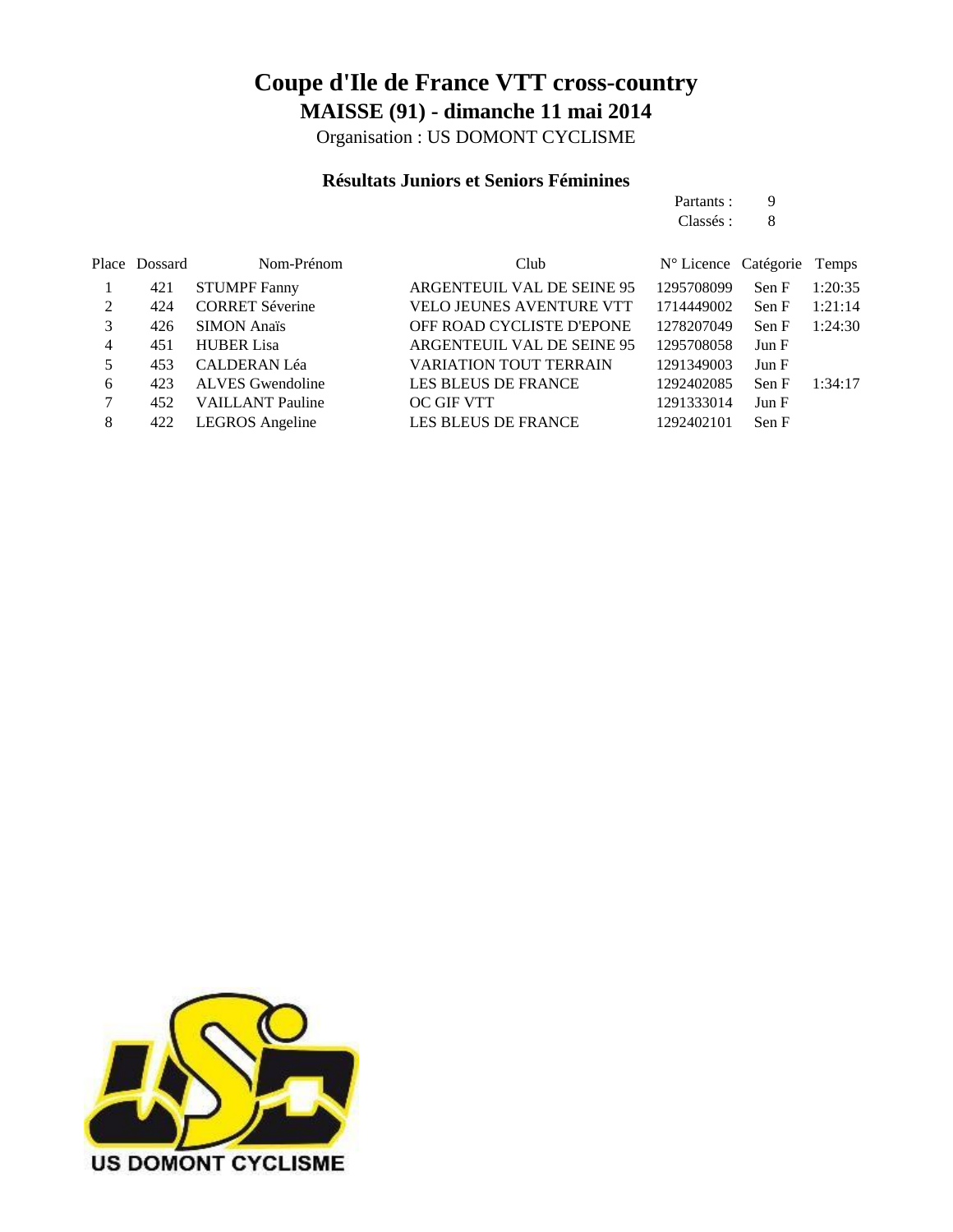# Coupe d'Ile de France VTT cross-country

## MAISSE (91) - dimanche 11 mai 2014

Organisation : US DOMONT CYCLISME

### Résultats Juniors et Seniors Féminines

Partants : 9
Classés : 8

| Place | Dossard | Nom-Prénom | Club | N° Licence | Catégorie | Temps |
|---|---|---|---|---|---|---|
| 1 | 421 | STUMPF Fanny | ARGENTEUIL VAL DE SEINE 95 | 1295708099 | Sen F | 1:20:35 |
| 2 | 424 | CORRET Séverine | VELO JEUNES AVENTURE VTT | 1714449002 | Sen F | 1:21:14 |
| 3 | 426 | SIMON Anaïs | OFF ROAD CYCLISTE D'EPONE | 1278207049 | Sen F | 1:24:30 |
| 4 | 451 | HUBER Lisa | ARGENTEUIL VAL DE SEINE 95 | 1295708058 | Jun F | |
| 5 | 453 | CALDERAN Léa | VARIATION TOUT TERRAIN | 1291349003 | Jun F | |
| 6 | 423 | ALVES Gwendoline | LES BLEUS DE FRANCE | 1292402085 | Sen F | 1:34:17 |
| 7 | 452 | VAILLANT Pauline | OC GIF VTT | 1291333014 | Jun F | |
| 8 | 422 | LEGROS Angeline | LES BLEUS DE FRANCE | 1292402101 | Sen F | |

US DOMONT CYCLISME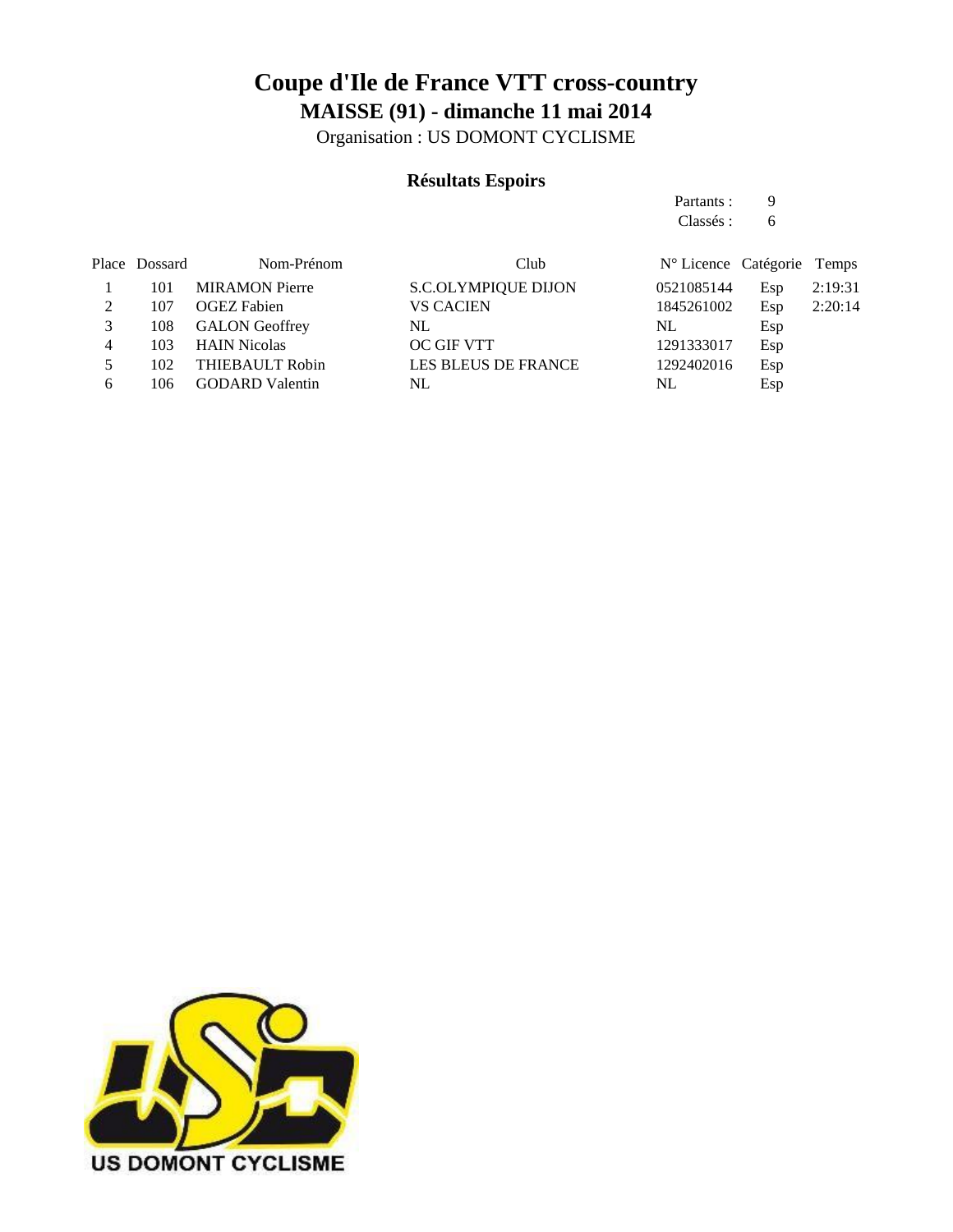# Coupe d'Ile de France VTT cross-country

## MAISSE (91) - dimanche 11 mai 2014

Organisation : US DOMONT CYCLISME

### Résultats Espoirs

Partants : 9
Classés : 6

| Place | Dossard | Nom-Prénom | Club | N° Licence | Catégorie | Temps |
|---|---|---|---|---|---|---|
| 1 | 101 | MIRAMON Pierre | S.C.OLYMPIQUE DIJON | 0521085144 | Esp | 2:19:31 |
| 2 | 107 | OGEZ Fabien | VS CACIEN | 1845261002 | Esp | 2:20:14 |
| 3 | 108 | GALON Geoffrey | NL | NL | Esp | |
| 4 | 103 | HAIN Nicolas | OC GIF VTT | 1291333017 | Esp | |
| 5 | 102 | THIEBAULT Robin | LES BLEUS DE FRANCE | 1292402016 | Esp | |
| 6 | 106 | GODARD Valentin | NL | NL | Esp | |

US DOMONT CYCLISME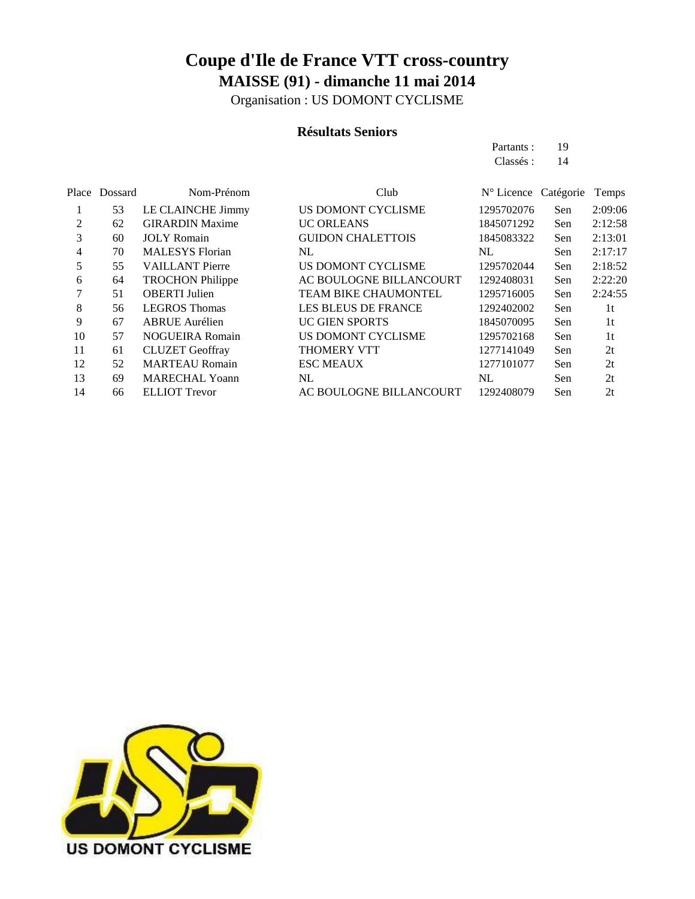# Coupe d'Ile de France VTT cross-country

## MAISSE (91) - dimanche 11 mai 2014

Organisation : US DOMONT CYCLISME

### Résultats Seniors

Partants : 19
Classés : 14

| Place | Dossard | Nom-Prénom | Club | N° Licence | Catégorie | Temps |
|---|---|---|---|---|---|---|
| 1 | 53 | LE CLAINCHE Jimmy | US DOMONT CYCLISME | 1295702076 | Sen | 2:09:06 |
| 2 | 62 | GIRARDIN Maxime | UC ORLEANS | 1845071292 | Sen | 2:12:58 |
| 3 | 60 | JOLY Romain | GUIDON CHALETTOIS | 1845083322 | Sen | 2:13:01 |
| 4 | 70 | MALESYS Florian | NL | NL | Sen | 2:17:17 |
| 5 | 55 | VAILLANT Pierre | US DOMONT CYCLISME | 1295702044 | Sen | 2:18:52 |
| 6 | 64 | TROCHON Philippe | AC BOULOGNE BILLANCOURT | 1292408031 | Sen | 2:22:20 |
| 7 | 51 | OBERTI Julien | TEAM BIKE CHAUMONTEL | 1295716005 | Sen | 2:24:55 |
| 8 | 56 | LEGROS Thomas | LES BLEUS DE FRANCE | 1292402002 | Sen | 1t |
| 9 | 67 | ABRUE Aurélien | UC GIEN SPORTS | 1845070095 | Sen | 1t |
| 10 | 57 | NOGUEIRA Romain | US DOMONT CYCLISME | 1295702168 | Sen | 1t |
| 11 | 61 | CLUZET Geoffray | THOMERY VTT | 1277141049 | Sen | 2t |
| 12 | 52 | MARTEAU Romain | ESC MEAUX | 1277101077 | Sen | 2t |
| 13 | 69 | MARECHAL Yoann | NL | NL | Sen | 2t |
| 14 | 66 | ELLIOT Trevor | AC BOULOGNE BILLANCOURT | 1292408079 | Sen | 2t |

US DOMONT CYCLISME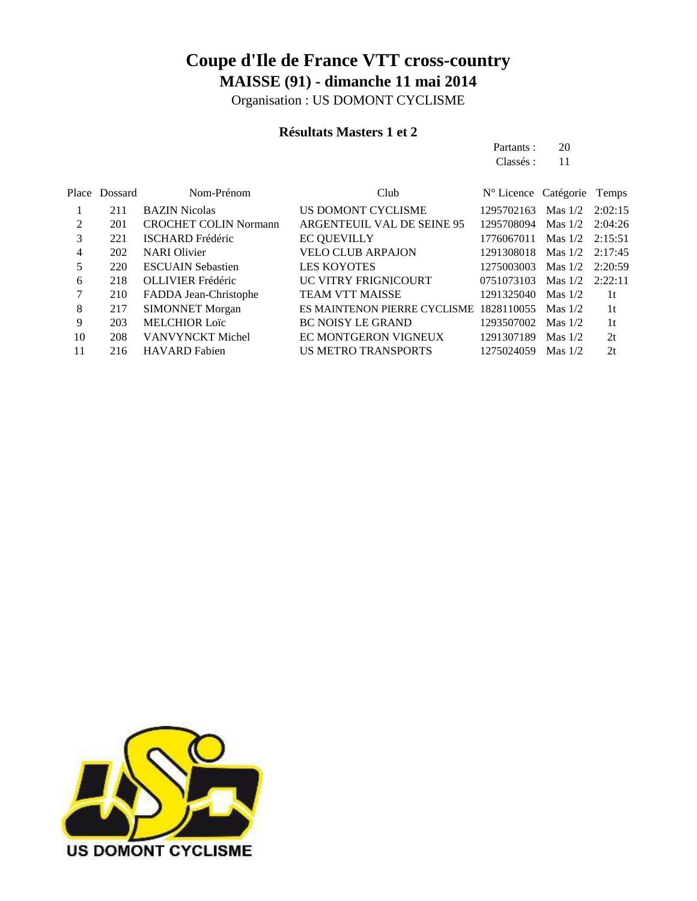# Coupe d'Ile de France VTT cross-country

## MAISSE (91) - dimanche 11 mai 2014

Organisation : US DOMONT CYCLISME

### Résultats Masters 1 et 2

Partants : 20
Classés : 11

| Place | Dossard | Nom-Prénom | Club | N° Licence | Catégorie | Temps |
|---|---|---|---|---|---|---|
| 1 | 211 | BAZIN Nicolas | US DOMONT CYCLISME | 1295702163 | Mas 1/2 | 2:02:15 |
| 2 | 201 | CROCHET COLIN Normann | ARGENTEUIL VAL DE SEINE 95 | 1295708094 | Mas 1/2 | 2:04:26 |
| 3 | 221 | ISCHARD Frédéric | EC QUEVILLY | 1776067011 | Mas 1/2 | 2:15:51 |
| 4 | 202 | NARI Olivier | VELO CLUB ARPAJON | 1291308018 | Mas 1/2 | 2:17:45 |
| 5 | 220 | ESCUAIN Sebastien | LES KOYOTES | 1275003003 | Mas 1/2 | 2:20:59 |
| 6 | 218 | OLLIVIER Frédéric | UC VITRY FRIGNICOURT | 0751073103 | Mas 1/2 | 2:22:11 |
| 7 | 210 | FADDA Jean-Christophe | TEAM VTT MAISSE | 1291325040 | Mas 1/2 | 1t |
| 8 | 217 | SIMONNET Morgan | ES MAINTENON PIERRE CYCLISME | 1828110055 | Mas 1/2 | 1t |
| 9 | 203 | MELCHIOR Loïc | BC NOISY LE GRAND | 1293507002 | Mas 1/2 | 1t |
| 10 | 208 | VANVYNCKT Michel | EC MONTGERON VIGNEUX | 1291307189 | Mas 1/2 | 2t |
| 11 | 216 | HAVARD Fabien | US METRO TRANSPORTS | 1275024059 | Mas 1/2 | 2t |

US DOMONT CYCLISME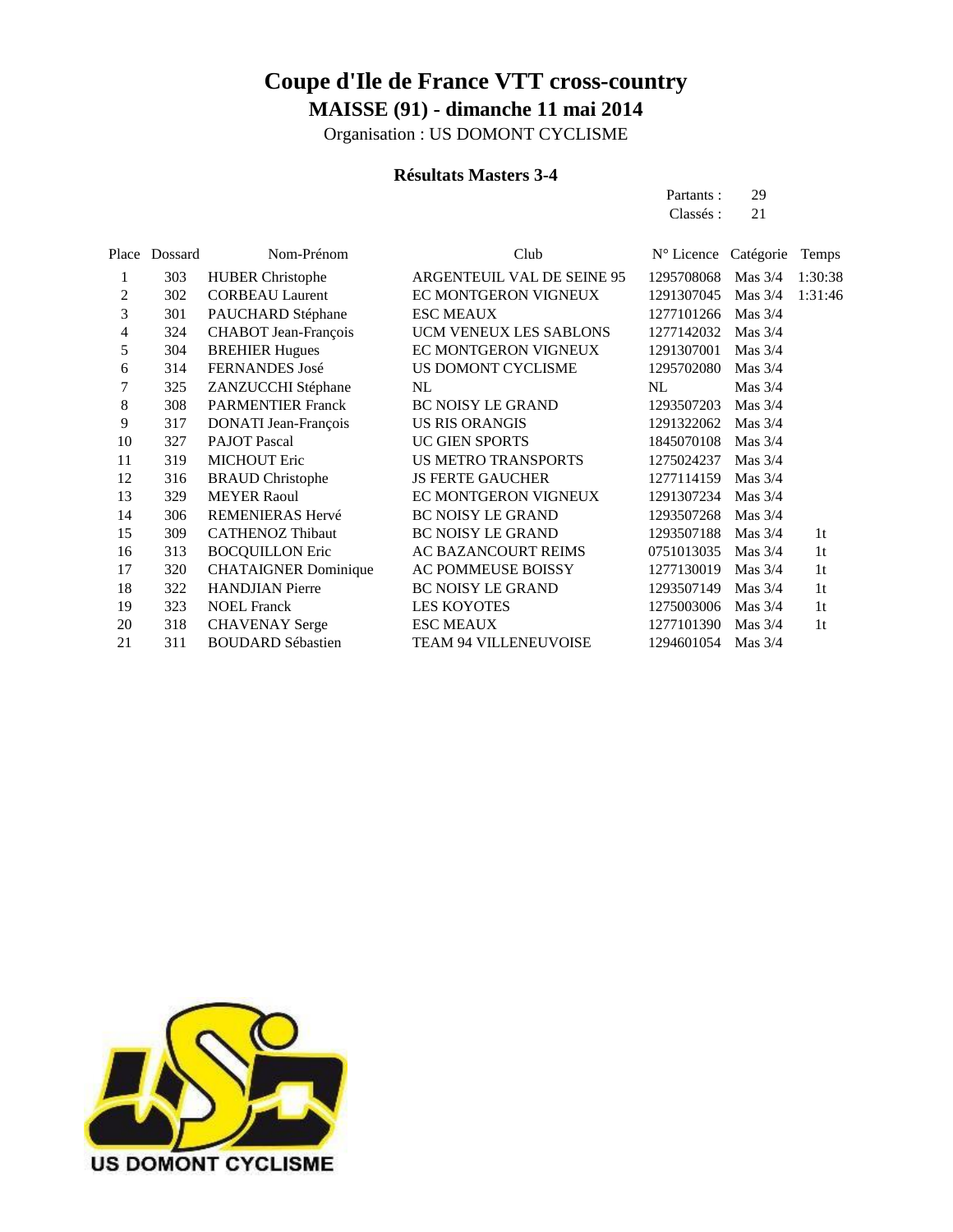# Coupe d'Ile de France VTT cross-country

## MAISSE (91) - dimanche 11 mai 2014

Organisation : US DOMONT CYCLISME

### Résultats Masters 3-4

Partants : 29
Classés : 21

| Place | Dossard | Nom-Prénom | Club | N° Licence | Catégorie | Temps |
|---|---|---|---|---|---|---|
| 1 | 303 | HUBER Christophe | ARGENTEUIL VAL DE SEINE 95 | 1295708068 | Mas 3/4 | 1:30:38 |
| 2 | 302 | CORBEAU Laurent | EC MONTGERON VIGNEUX | 1291307045 | Mas 3/4 | 1:31:46 |
| 3 | 301 | PAUCHARD Stéphane | ESC MEAUX | 1277101266 | Mas 3/4 | |
| 4 | 324 | CHABOT Jean-François | UCM VENEUX LES SABLONS | 1277142032 | Mas 3/4 | |
| 5 | 304 | BREHIER Hugues | EC MONTGERON VIGNEUX | 1291307001 | Mas 3/4 | |
| 6 | 314 | FERNANDES José | US DOMONT CYCLISME | 1295702080 | Mas 3/4 | |
| 7 | 325 | ZANZUCCHI Stéphane | NL | NL | Mas 3/4 | |
| 8 | 308 | PARMENTIER Franck | BC NOISY LE GRAND | 1293507203 | Mas 3/4 | |
| 9 | 317 | DONATI Jean-François | US RIS ORANGIS | 1291322062 | Mas 3/4 | |
| 10 | 327 | PAJOT Pascal | UC GIEN SPORTS | 1845070108 | Mas 3/4 | |
| 11 | 319 | MICHOUT Eric | US METRO TRANSPORTS | 1275024237 | Mas 3/4 | |
| 12 | 316 | BRAUD Christophe | JS FERTE GAUCHER | 1277114159 | Mas 3/4 | |
| 13 | 329 | MEYER Raoul | EC MONTGERON VIGNEUX | 1291307234 | Mas 3/4 | |
| 14 | 306 | REMENIERAS Hervé | BC NOISY LE GRAND | 1293507268 | Mas 3/4 | |
| 15 | 309 | CATHENOZ Thibaut | BC NOISY LE GRAND | 1293507188 | Mas 3/4 | 1t |
| 16 | 313 | BOCQUILLON Eric | AC BAZANCOURT REIMS | 0751013035 | Mas 3/4 | 1t |
| 17 | 320 | CHATAIGNER Dominique | AC POMMEUSE BOISSY | 1277130019 | Mas 3/4 | 1t |
| 18 | 322 | HANDJIAN Pierre | BC NOISY LE GRAND | 1293507149 | Mas 3/4 | 1t |
| 19 | 323 | NOEL Franck | LES KOYOTES | 1275003006 | Mas 3/4 | 1t |
| 20 | 318 | CHAVENAY Serge | ESC MEAUX | 1277101390 | Mas 3/4 | 1t |
| 21 | 311 | BOUDARD Sébastien | TEAM 94 VILLENEUVOISE | 1294601054 | Mas 3/4 | |

US DOMONT CYCLISME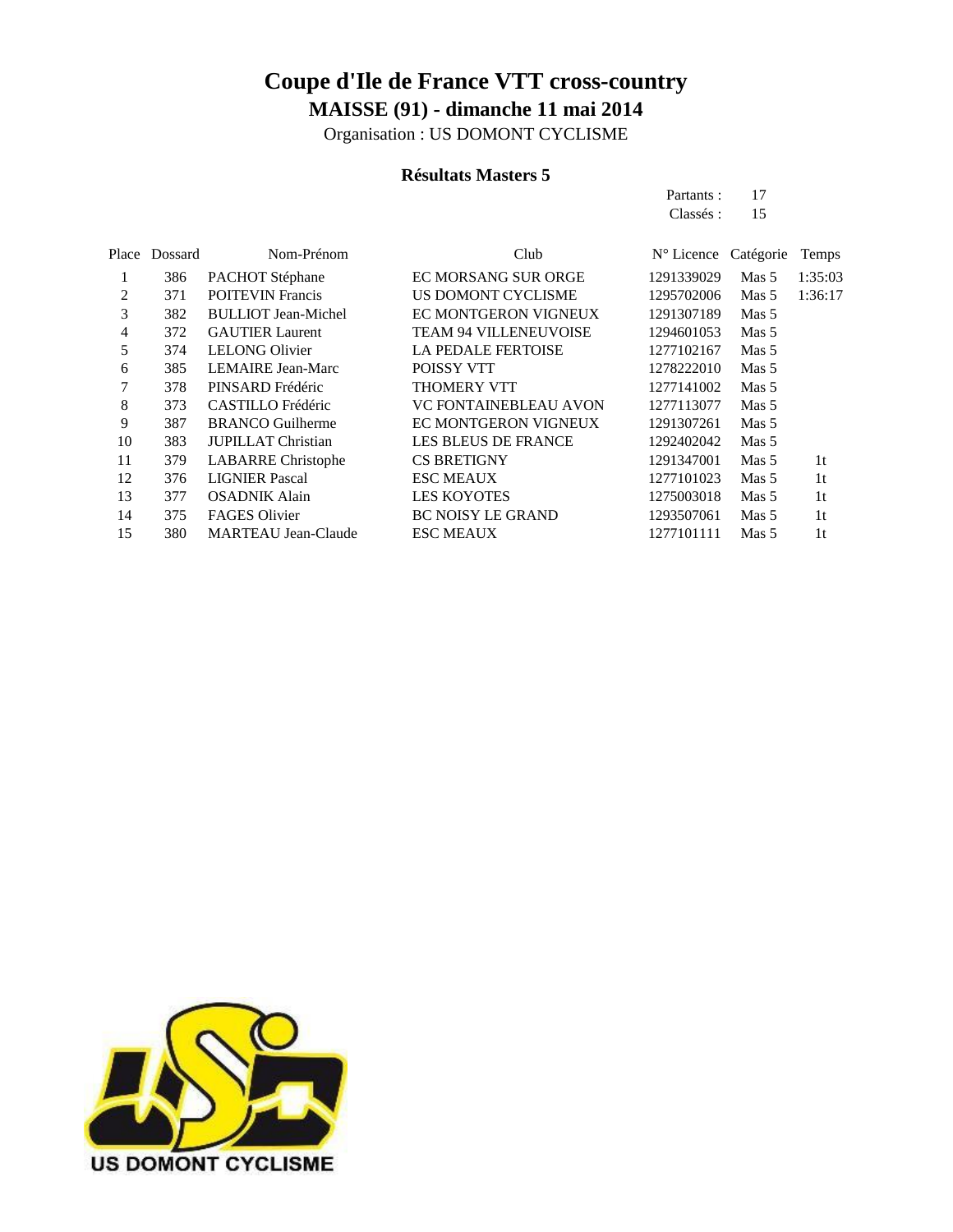# Coupe d'Ile de France VTT cross-country

## MAISSE (91) - dimanche 11 mai 2014

Organisation : US DOMONT CYCLISME

### Résultats Masters 5

Partants : 17
Classés : 15

| Place | Dossard | Nom-Prénom | Club | N° Licence | Catégorie | Temps |
|---|---|---|---|---|---|---|
| 1 | 386 | PACHOT Stéphane | EC MORSANG SUR ORGE | 1291339029 | Mas 5 | 1:35:03 |
| 2 | 371 | POITEVIN Francis | US DOMONT CYCLISME | 1295702006 | Mas 5 | 1:36:17 |
| 3 | 382 | BULLIOT Jean-Michel | EC MONTGERON VIGNEUX | 1291307189 | Mas 5 | |
| 4 | 372 | GAUTIER Laurent | TEAM 94 VILLENEUVOISE | 1294601053 | Mas 5 | |
| 5 | 374 | LELONG Olivier | LA PEDALE FERTOISE | 1277102167 | Mas 5 | |
| 6 | 385 | LEMAIRE Jean-Marc | POISSY VTT | 1278222010 | Mas 5 | |
| 7 | 378 | PINSARD Frédéric | THOMERY VTT | 1277141002 | Mas 5 | |
| 8 | 373 | CASTILLO Frédéric | VC FONTAINEBLEAU AVON | 1277113077 | Mas 5 | |
| 9 | 387 | BRANCO Guilherme | EC MONTGERON VIGNEUX | 1291307261 | Mas 5 | |
| 10 | 383 | JUPILLAT Christian | LES BLEUS DE FRANCE | 1292402042 | Mas 5 | |
| 11 | 379 | LABARRE Christophe | CS BRETIGNY | 1291347001 | Mas 5 | 1t |
| 12 | 376 | LIGNIER Pascal | ESC MEAUX | 1277101023 | Mas 5 | 1t |
| 13 | 377 | OSADNIK Alain | LES KOYOTES | 1275003018 | Mas 5 | 1t |
| 14 | 375 | FAGES Olivier | BC NOISY LE GRAND | 1293507061 | Mas 5 | 1t |
| 15 | 380 | MARTEAU Jean-Claude | ESC MEAUX | 1277101111 | Mas 5 | 1t |

US DOMONT CYCLISME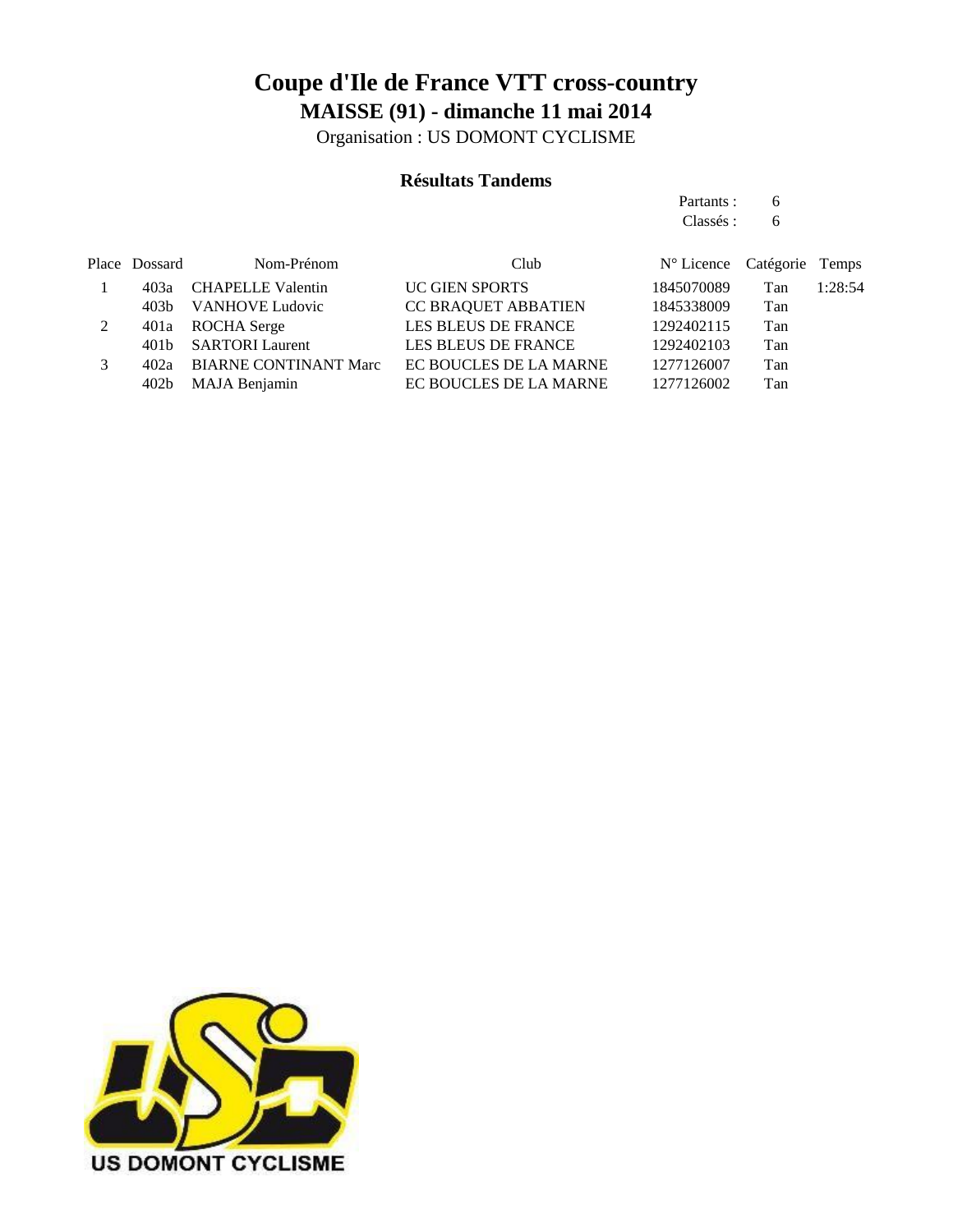# Coupe d'Ile de France VTT cross-country

## MAISSE (91) - dimanche 11 mai 2014

Organisation : US DOMONT CYCLISME

### Résultats Tandems

Partants : 6
Classés : 6

| Place | Dossard | Nom-Prénom | Club | N° Licence | Catégorie | Temps |
|---|---|---|---|---|---|---|
| 1 | 403a | CHAPELLE Valentin | UC GIEN SPORTS | 1845070089 | Tan | 1:28:54 |
| | 403b | VANHOVE Ludovic | CC BRAQUET ABBATIEN | 1845338009 | Tan | |
| 2 | 401a | ROCHA Serge | LES BLEUS DE FRANCE | 1292402115 | Tan | |
| | 401b | SARTORI Laurent | LES BLEUS DE FRANCE | 1292402103 | Tan | |
| 3 | 402a | BIARNE CONTINANT Marc | EC BOUCLES DE LA MARNE | 1277126007 | Tan | |
| | 402b | MAJA Benjamin | EC BOUCLES DE LA MARNE | 1277126002 | Tan | |

US DOMONT CYCLISME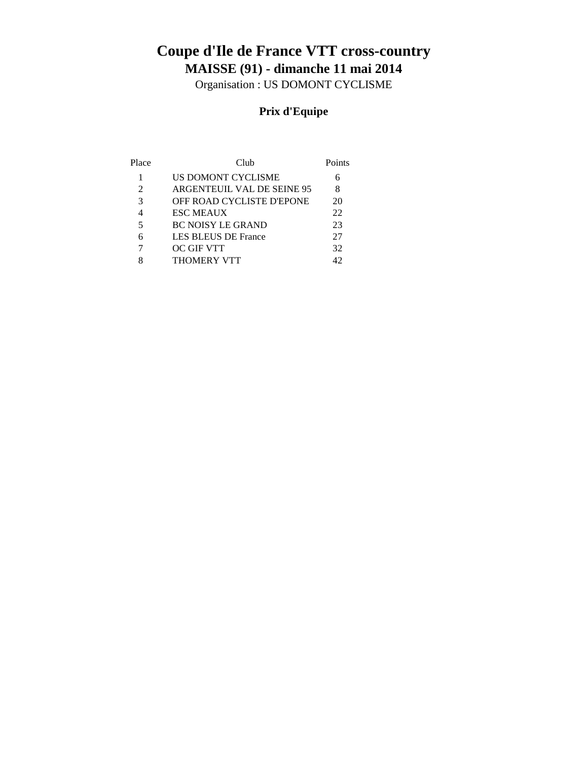# Coupe d'Ile de France VTT cross-country

## MAISSE (91) - dimanche 11 mai 2014

Organisation : US DOMONT CYCLISME

### Prix d'Equipe

| Place | Club | Points |
| --- | --- | --- |
| 1 | US DOMONT CYCLISME | 6 |
| 2 | ARGENTEUIL VAL DE SEINE 95 | 8 |
| 3 | OFF ROAD CYCLISTE D'EPONE | 20 |
| 4 | ESC MEAUX | 22 |
| 5 | BC NOISY LE GRAND | 23 |
| 6 | LES BLEUS DE France | 27 |
| 7 | OC GIF VTT | 32 |
| 8 | THOMERY VTT | 42 |